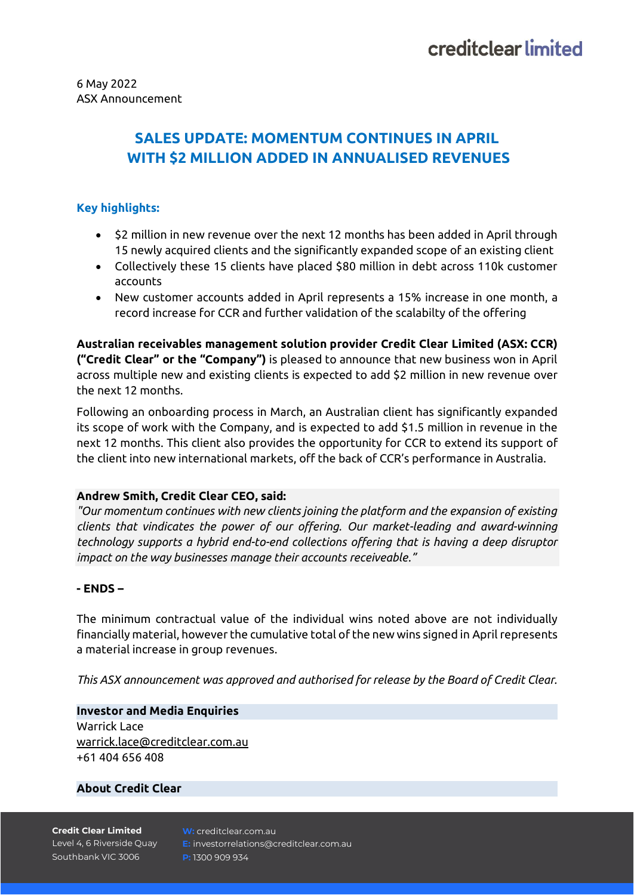6 May 2022
ASX Announcement

# SALES UPDATE: MOMENTUM CONTINUES IN APRIL WITH $2 MILLION ADDED IN ANNUALISED REVENUES

## Key highlights:

- $2 million in new revenue over the next 12 months has been added in April through 15 newly acquired clients and the significantly expanded scope of an existing client
- Collectively these 15 clients have placed $80 million in debt across 110k customer accounts
- New customer accounts added in April represents a 15% increase in one month, a record increase for CCR and further validation of the scalabilty of the offering

**Australian receivables management solution provider Credit Clear Limited (ASX: CCR) ("Credit Clear" or the "Company")** is pleased to announce that new business won in April across multiple new and existing clients is expected to add $2 million in new revenue over the next 12 months.

Following an onboarding process in March, an Australian client has significantly expanded its scope of work with the Company, and is expected to add $1.5 million in revenue in the next 12 months. This client also provides the opportunity for CCR to extend its support of the client into new international markets, off the back of CCR's performance in Australia.

**Andrew Smith, Credit Clear CEO, said:**
*"Our momentum continues with new clients joining the platform and the expansion of existing clients that vindicates the power of our offering. Our market-leading and award-winning technology supports a hybrid end-to-end collections offering that is having a deep disruptor impact on the way businesses manage their accounts receiveable."*

**- ENDS –**

The minimum contractual value of the individual wins noted above are not individually financially material, however the cumulative total of the new wins signed in April represents a material increase in group revenues.

*This ASX announcement was approved and authorised for release by the Board of Credit Clear.*

**Investor and Media Enquiries**
Warrick Lace
warrick.lace@creditclear.com.au
+61 404 656 408

**About Credit Clear**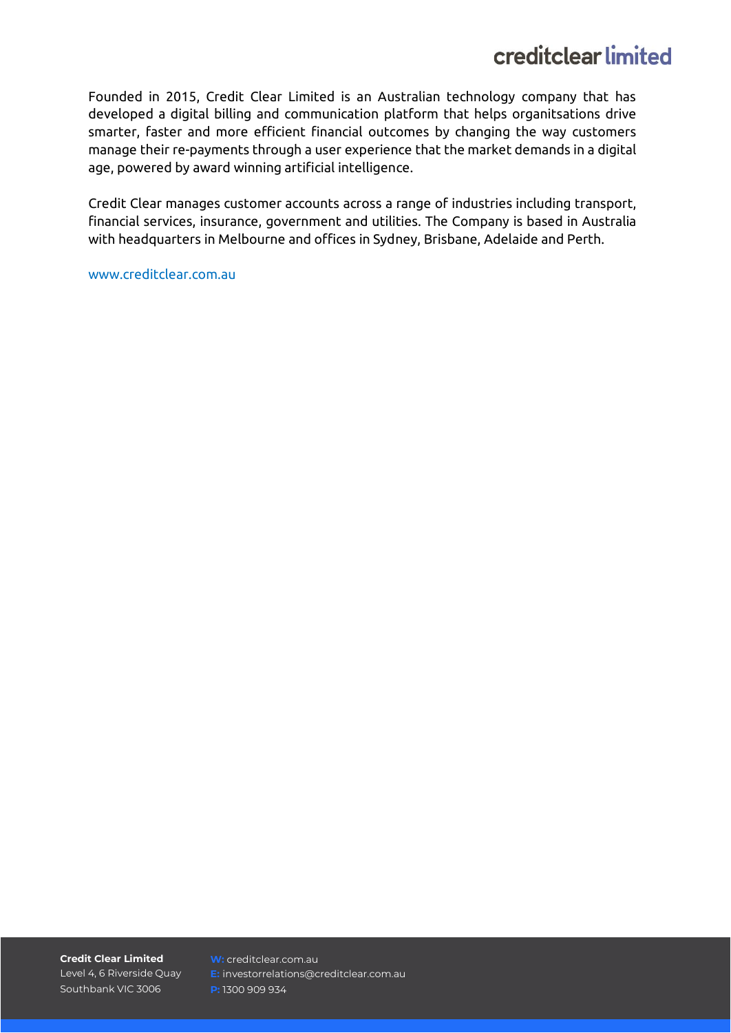Founded in 2015, Credit Clear Limited is an Australian technology company that has developed a digital billing and communication platform that helps organitsations drive smarter, faster and more efficient financial outcomes by changing the way customers manage their re-payments through a user experience that the market demands in a digital age, powered by award winning artificial intelligence.

Credit Clear manages customer accounts across a range of industries including transport, financial services, insurance, government and utilities. The Company is based in Australia with headquarters in Melbourne and offices in Sydney, Brisbane, Adelaide and Perth.

www.creditclear.com.au

**Credit Clear Limited**
Level 4, 6 Riverside Quay
Southbank VIC 3006

W: creditclear.com.au
E: investorrelations@creditclear.com.au
P: 1300 909 934